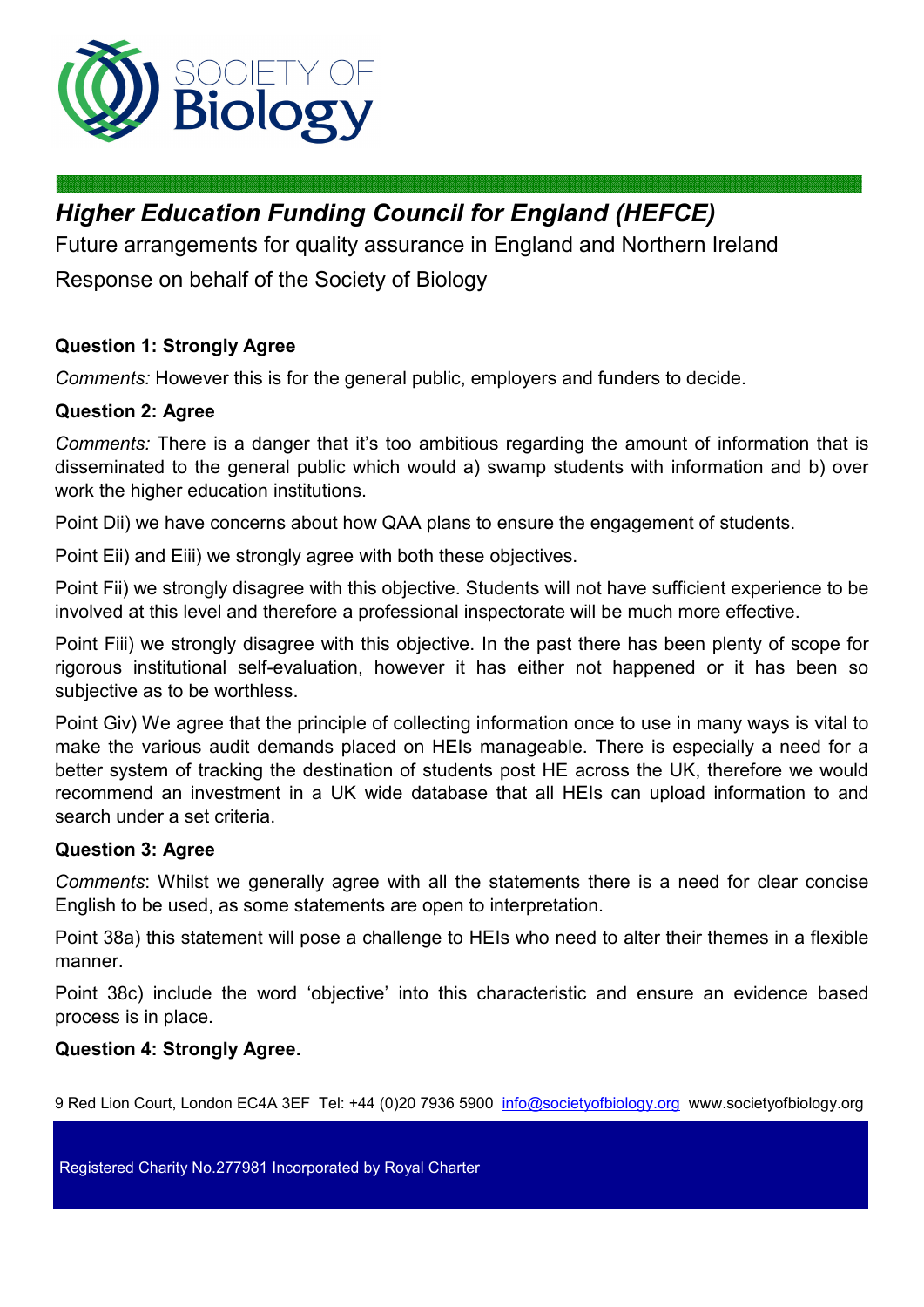SOCIETY OF Biology

# *Higher Education Funding Council for England (HEFCE)*

Future arrangements for quality assurance in England and Northern Ireland

Response on behalf of the Society of Biology

**Question 1: Strongly Agree**

*Comments:* However this is for the general public, employers and funders to decide.

**Question 2: Agree**

*Comments:* There is a danger that it's too ambitious regarding the amount of information that is disseminated to the general public which would a) swamp students with information and b) over work the higher education institutions.

Point Dii) we have concerns about how QAA plans to ensure the engagement of students.

Point Eii) and Eiii) we strongly agree with both these objectives.

Point Fii) we strongly disagree with this objective. Students will not have sufficient experience to be involved at this level and therefore a professional inspectorate will be much more effective.

Point Fiii) we strongly disagree with this objective. In the past there has been plenty of scope for rigorous institutional self-evaluation, however it has either not happened or it has been so subjective as to be worthless.

Point Giv) We agree that the principle of collecting information once to use in many ways is vital to make the various audit demands placed on HEIs manageable. There is especially a need for a better system of tracking the destination of students post HE across the UK, therefore we would recommend an investment in a UK wide database that all HEIs can upload information to and search under a set criteria.

**Question 3: Agree**

*Comments*: Whilst we generally agree with all the statements there is a need for clear concise English to be used, as some statements are open to interpretation.

Point 38a) this statement will pose a challenge to HEIs who need to alter their themes in a flexible manner.

Point 38c) include the word 'objective' into this characteristic and ensure an evidence based process is in place.

**Question 4: Strongly Agree.**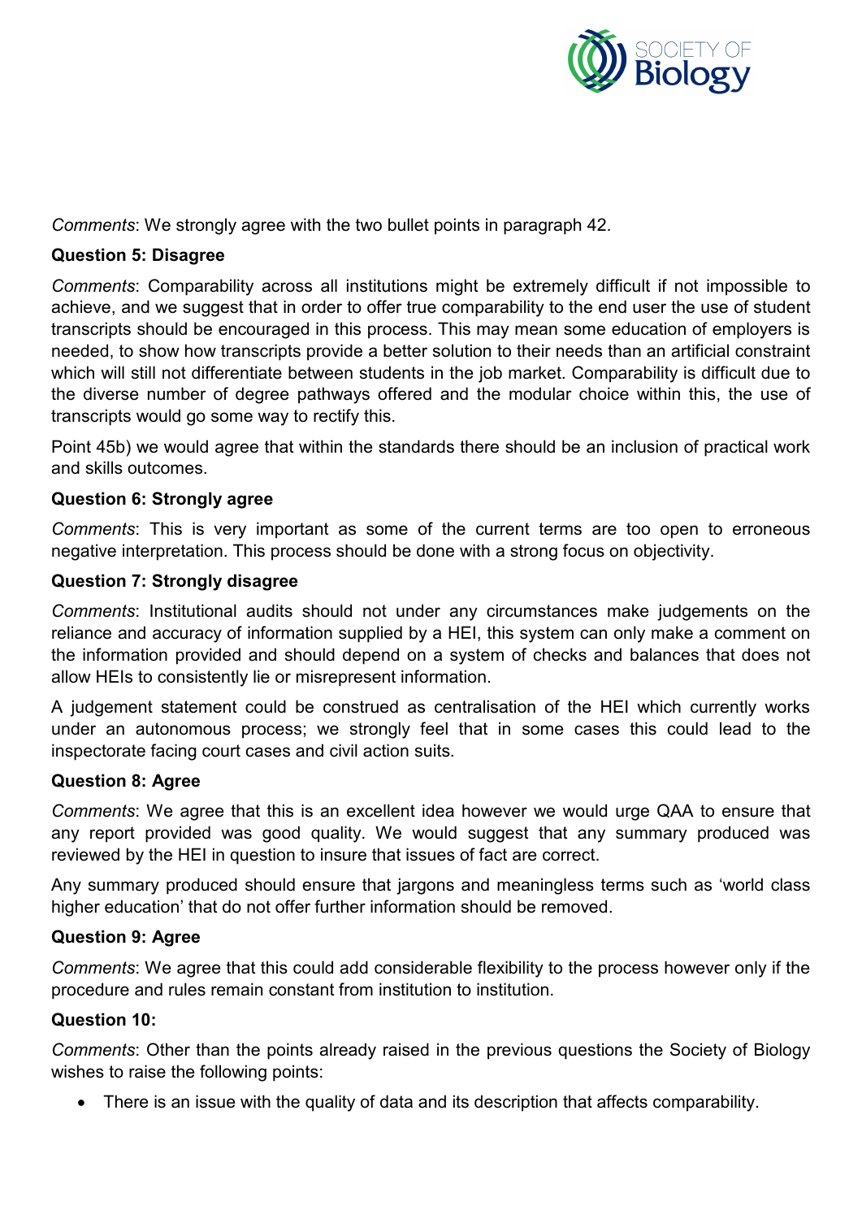*Comments*: We strongly agree with the two bullet points in paragraph 42.

**Question 5: Disagree**

*Comments*: Comparability across all institutions might be extremely difficult if not impossible to achieve, and we suggest that in order to offer true comparability to the end user the use of student transcripts should be encouraged in this process. This may mean some education of employers is needed, to show how transcripts provide a better solution to their needs than an artificial constraint which will still not differentiate between students in the job market. Comparability is difficult due to the diverse number of degree pathways offered and the modular choice within this, the use of transcripts would go some way to rectify this.

Point 45b) we would agree that within the standards there should be an inclusion of practical work and skills outcomes.

**Question 6: Strongly agree**

*Comments*: This is very important as some of the current terms are too open to erroneous negative interpretation. This process should be done with a strong focus on objectivity.

**Question 7: Strongly disagree**

*Comments*: Institutional audits should not under any circumstances make judgements on the reliance and accuracy of information supplied by a HEI, this system can only make a comment on the information provided and should depend on a system of checks and balances that does not allow HEIs to consistently lie or misrepresent information.

A judgement statement could be construed as centralisation of the HEI which currently works under an autonomous process; we strongly feel that in some cases this could lead to the inspectorate facing court cases and civil action suits.

**Question 8: Agree**

*Comments*: We agree that this is an excellent idea however we would urge QAA to ensure that any report provided was good quality. We would suggest that any summary produced was reviewed by the HEI in question to insure that issues of fact are correct.

Any summary produced should ensure that jargons and meaningless terms such as 'world class higher education' that do not offer further information should be removed.

**Question 9: Agree**

*Comments*: We agree that this could add considerable flexibility to the process however only if the procedure and rules remain constant from institution to institution.

**Question 10:**

*Comments*: Other than the points already raised in the previous questions the Society of Biology wishes to raise the following points:

- There is an issue with the quality of data and its description that affects comparability.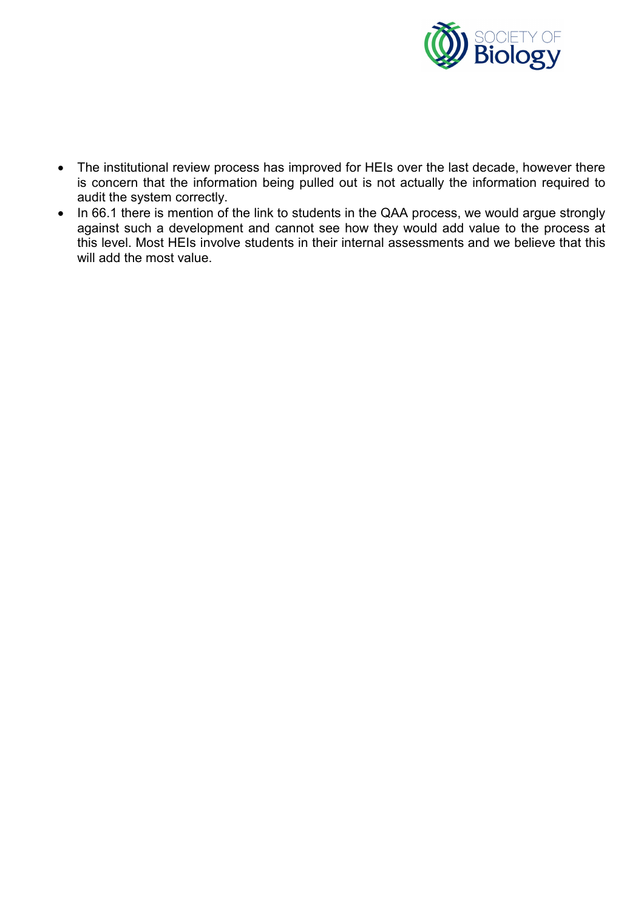- The institutional review process has improved for HEIs over the last decade, however there is concern that the information being pulled out is not actually the information required to audit the system correctly.
- In 66.1 there is mention of the link to students in the QAA process, we would argue strongly against such a development and cannot see how they would add value to the process at this level. Most HEIs involve students in their internal assessments and we believe that this will add the most value.